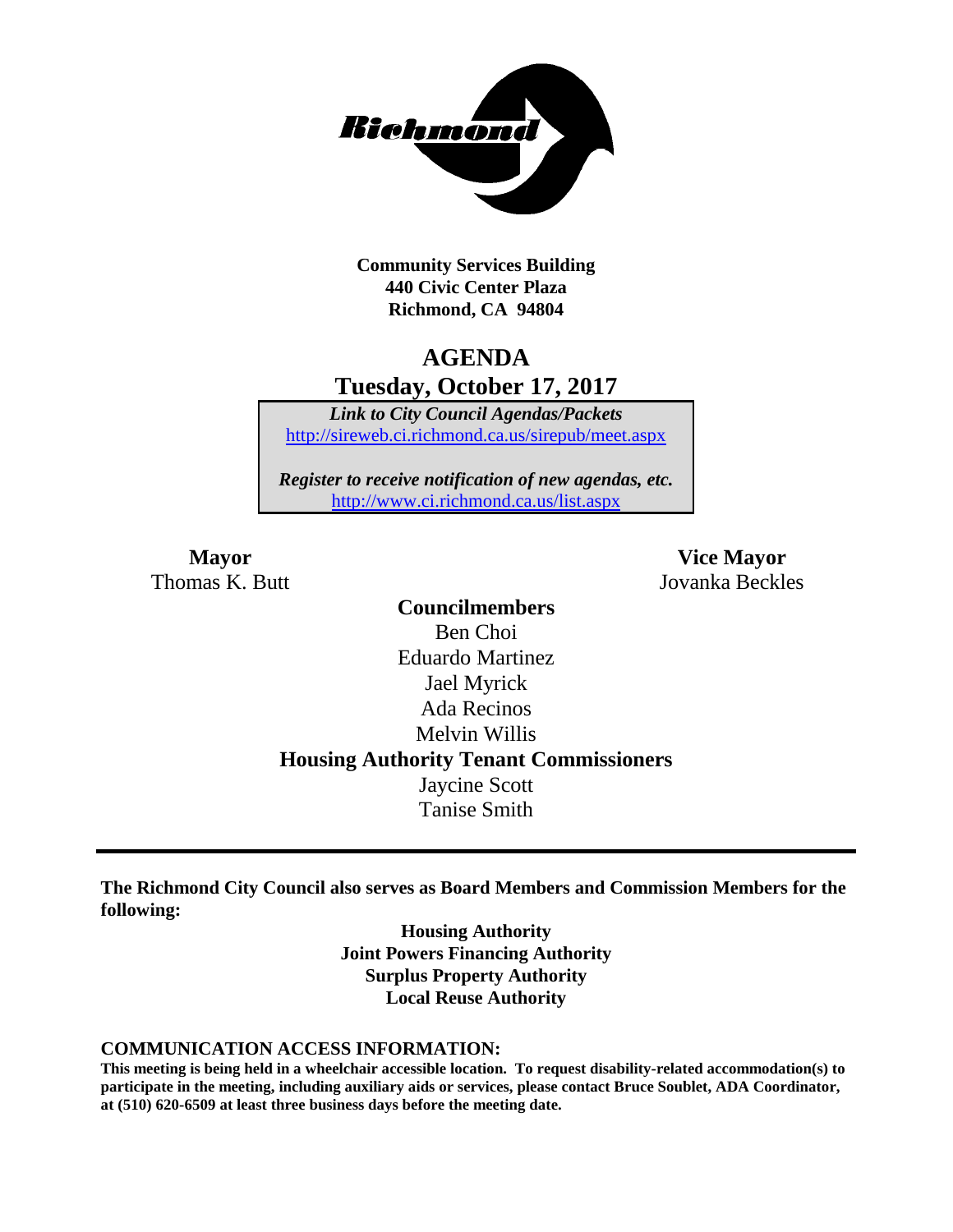**Community Services Building**
**440 Civic Center Plaza**
**Richmond, CA 94804**

# AGENDA

## Tuesday, October 17, 2017

***Link to City Council Agendas/Packets***
http://sireweb.ci.richmond.ca.us/sirepub/meet.aspx

***Register to receive notification of new agendas, etc.***
http://www.ci.richmond.ca.us/list.aspx

**Mayor**
Thomas K. Butt

**Vice Mayor**
Jovanka Beckles

**Councilmembers**
Ben Choi
Eduardo Martinez
Jael Myrick
Ada Recinos
Melvin Willis

**Housing Authority Tenant Commissioners**
Jaycine Scott
Tanise Smith

---

**The Richmond City Council also serves as Board Members and Commission Members for the following:**

**Housing Authority**
**Joint Powers Financing Authority**
**Surplus Property Authority**
**Local Reuse Authority**

**COMMUNICATION ACCESS INFORMATION:**

**This meeting is being held in a wheelchair accessible location. To request disability-related accommodation(s) to participate in the meeting, including auxiliary aids or services, please contact Bruce Soublet, ADA Coordinator, at (510) 620-6509 at least three business days before the meeting date.**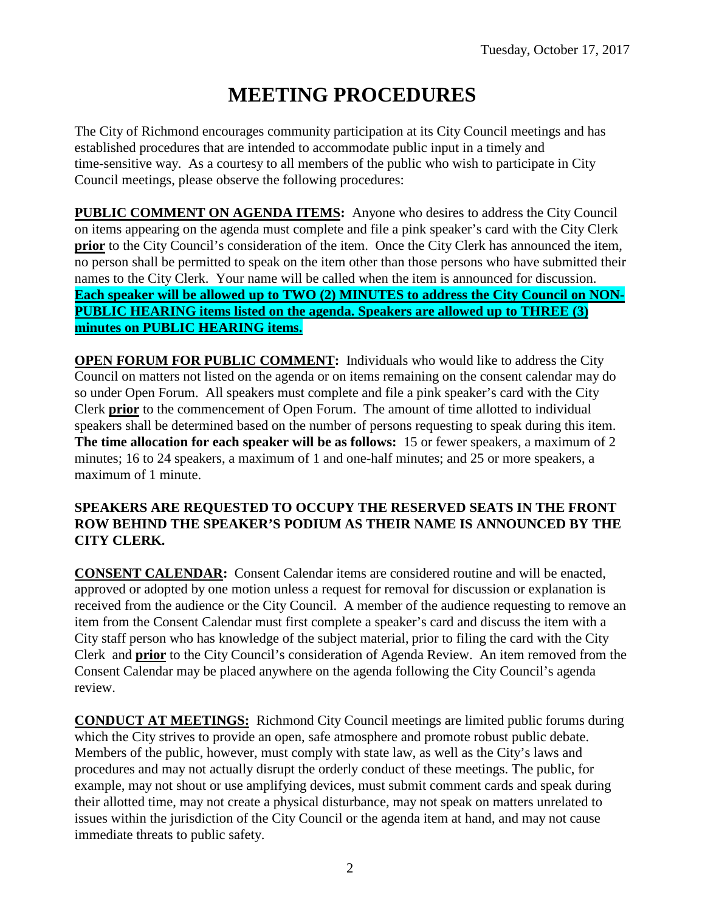Tuesday, October 17, 2017

# MEETING PROCEDURES

The City of Richmond encourages community participation at its City Council meetings and has established procedures that are intended to accommodate public input in a timely and time-sensitive way. As a courtesy to all members of the public who wish to participate in City Council meetings, please observe the following procedures:

**PUBLIC COMMENT ON AGENDA ITEMS:** Anyone who desires to address the City Council on items appearing on the agenda must complete and file a pink speaker's card with the City Clerk **prior** to the City Council's consideration of the item. Once the City Clerk has announced the item, no person shall be permitted to speak on the item other than those persons who have submitted their names to the City Clerk. Your name will be called when the item is announced for discussion. **Each speaker will be allowed up to TWO (2) MINUTES to address the City Council on NON-PUBLIC HEARING items listed on the agenda. Speakers are allowed up to THREE (3) minutes on PUBLIC HEARING items.**

**OPEN FORUM FOR PUBLIC COMMENT:** Individuals who would like to address the City Council on matters not listed on the agenda or on items remaining on the consent calendar may do so under Open Forum. All speakers must complete and file a pink speaker's card with the City Clerk **prior** to the commencement of Open Forum. The amount of time allotted to individual speakers shall be determined based on the number of persons requesting to speak during this item. **The time allocation for each speaker will be as follows:** 15 or fewer speakers, a maximum of 2 minutes; 16 to 24 speakers, a maximum of 1 and one-half minutes; and 25 or more speakers, a maximum of 1 minute.

**SPEAKERS ARE REQUESTED TO OCCUPY THE RESERVED SEATS IN THE FRONT ROW BEHIND THE SPEAKER'S PODIUM AS THEIR NAME IS ANNOUNCED BY THE CITY CLERK.**

**CONSENT CALENDAR:** Consent Calendar items are considered routine and will be enacted, approved or adopted by one motion unless a request for removal for discussion or explanation is received from the audience or the City Council. A member of the audience requesting to remove an item from the Consent Calendar must first complete a speaker's card and discuss the item with a City staff person who has knowledge of the subject material, prior to filing the card with the City Clerk and **prior** to the City Council's consideration of Agenda Review. An item removed from the Consent Calendar may be placed anywhere on the agenda following the City Council's agenda review.

**CONDUCT AT MEETINGS:** Richmond City Council meetings are limited public forums during which the City strives to provide an open, safe atmosphere and promote robust public debate. Members of the public, however, must comply with state law, as well as the City's laws and procedures and may not actually disrupt the orderly conduct of these meetings. The public, for example, may not shout or use amplifying devices, must submit comment cards and speak during their allotted time, may not create a physical disturbance, may not speak on matters unrelated to issues within the jurisdiction of the City Council or the agenda item at hand, and may not cause immediate threats to public safety.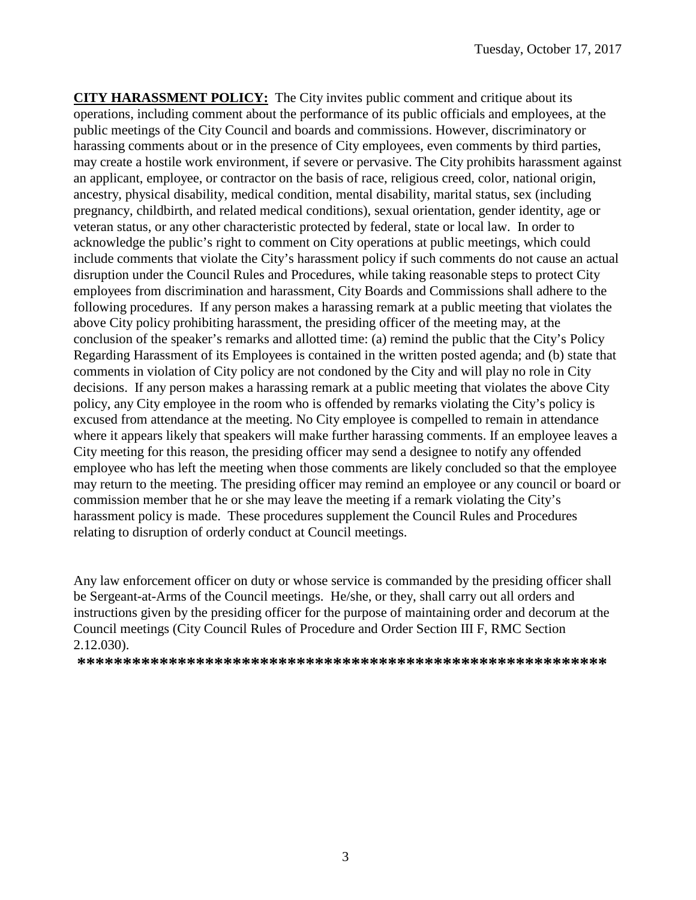**CITY HARASSMENT POLICY:** The City invites public comment and critique about its operations, including comment about the performance of its public officials and employees, at the public meetings of the City Council and boards and commissions. However, discriminatory or harassing comments about or in the presence of City employees, even comments by third parties, may create a hostile work environment, if severe or pervasive. The City prohibits harassment against an applicant, employee, or contractor on the basis of race, religious creed, color, national origin, ancestry, physical disability, medical condition, mental disability, marital status, sex (including pregnancy, childbirth, and related medical conditions), sexual orientation, gender identity, age or veteran status, or any other characteristic protected by federal, state or local law. In order to acknowledge the public's right to comment on City operations at public meetings, which could include comments that violate the City's harassment policy if such comments do not cause an actual disruption under the Council Rules and Procedures, while taking reasonable steps to protect City employees from discrimination and harassment, City Boards and Commissions shall adhere to the following procedures. If any person makes a harassing remark at a public meeting that violates the above City policy prohibiting harassment, the presiding officer of the meeting may, at the conclusion of the speaker's remarks and allotted time: (a) remind the public that the City's Policy Regarding Harassment of its Employees is contained in the written posted agenda; and (b) state that comments in violation of City policy are not condoned by the City and will play no role in City decisions. If any person makes a harassing remark at a public meeting that violates the above City policy, any City employee in the room who is offended by remarks violating the City's policy is excused from attendance at the meeting. No City employee is compelled to remain in attendance where it appears likely that speakers will make further harassing comments. If an employee leaves a City meeting for this reason, the presiding officer may send a designee to notify any offended employee who has left the meeting when those comments are likely concluded so that the employee may return to the meeting. The presiding officer may remind an employee or any council or board or commission member that he or she may leave the meeting if a remark violating the City's harassment policy is made. These procedures supplement the Council Rules and Procedures relating to disruption of orderly conduct at Council meetings.

Any law enforcement officer on duty or whose service is commanded by the presiding officer shall be Sergeant-at-Arms of the Council meetings. He/she, or they, shall carry out all orders and instructions given by the presiding officer for the purpose of maintaining order and decorum at the Council meetings (City Council Rules of Procedure and Order Section III F, RMC Section 2.12.030).

**\*\*\*\*\*\*\*\*\*\*\*\*\*\*\*\*\*\*\*\*\*\*\*\*\*\*\*\*\*\*\*\*\*\*\*\*\*\*\*\*\*\*\*\*\*\*\*\*\*\*\*\*\*\*\*\*\*\*\*\*\***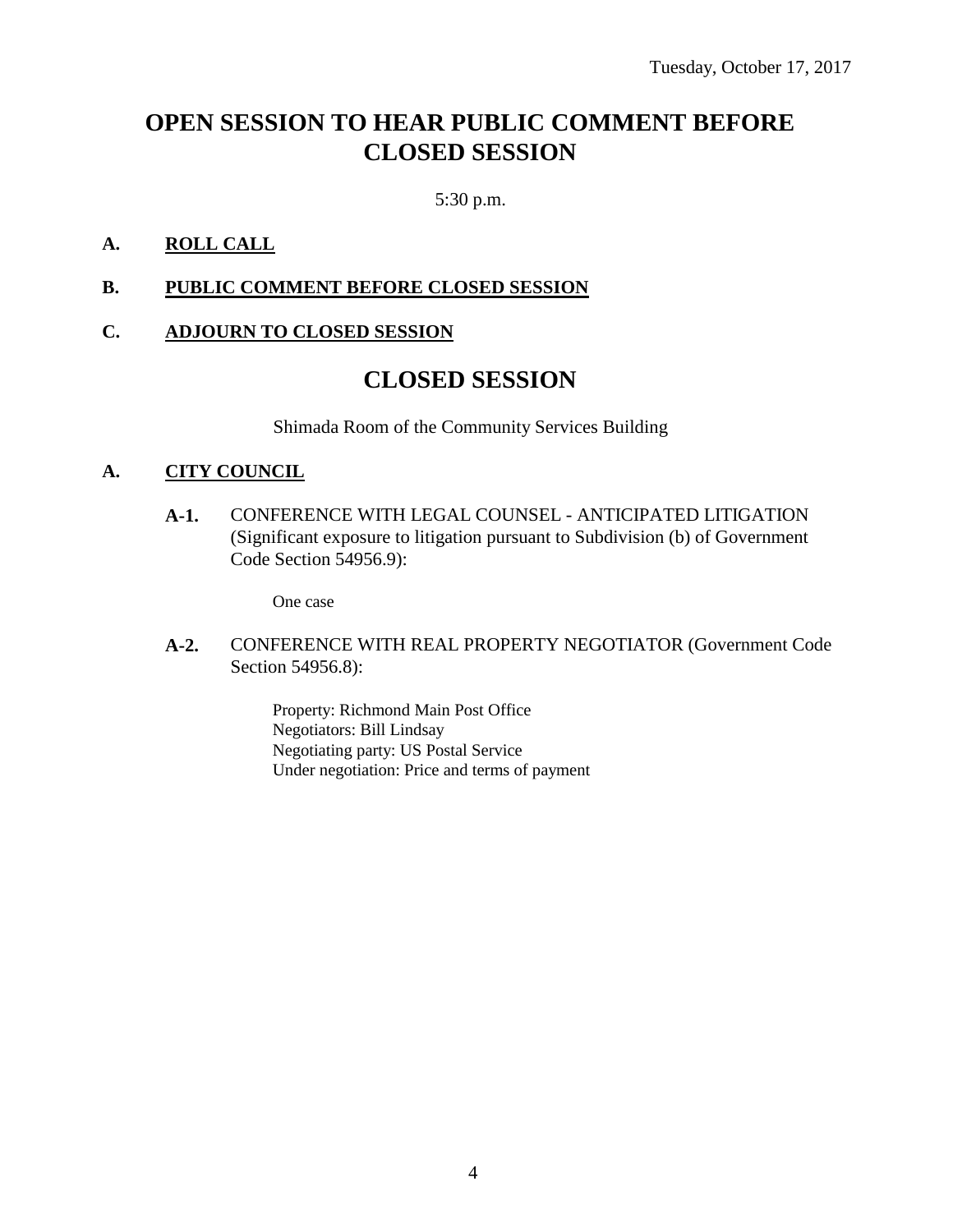Tuesday, October 17, 2017

# OPEN SESSION TO HEAR PUBLIC COMMENT BEFORE CLOSED SESSION

5:30 p.m.

**A. ROLL CALL**

**B. PUBLIC COMMENT BEFORE CLOSED SESSION**

**C. ADJOURN TO CLOSED SESSION**

# CLOSED SESSION

Shimada Room of the Community Services Building

**A. CITY COUNCIL**

**A-1.** CONFERENCE WITH LEGAL COUNSEL - ANTICIPATED LITIGATION (Significant exposure to litigation pursuant to Subdivision (b) of Government Code Section 54956.9):

One case

**A-2.** CONFERENCE WITH REAL PROPERTY NEGOTIATOR (Government Code Section 54956.8):

Property: Richmond Main Post Office
Negotiators: Bill Lindsay
Negotiating party: US Postal Service
Under negotiation: Price and terms of payment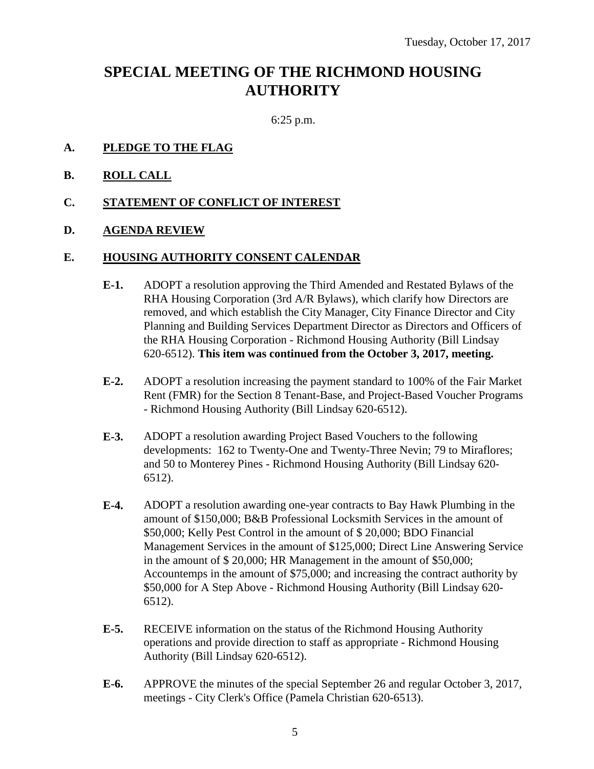Tuesday, October 17, 2017

# SPECIAL MEETING OF THE RICHMOND HOUSING AUTHORITY

6:25 p.m.

**A. PLEDGE TO THE FLAG**

**B. ROLL CALL**

**C. STATEMENT OF CONFLICT OF INTEREST**

**D. AGENDA REVIEW**

**E. HOUSING AUTHORITY CONSENT CALENDAR**

**E-1.** ADOPT a resolution approving the Third Amended and Restated Bylaws of the RHA Housing Corporation (3rd A/R Bylaws), which clarify how Directors are removed, and which establish the City Manager, City Finance Director and City Planning and Building Services Department Director as Directors and Officers of the RHA Housing Corporation - Richmond Housing Authority (Bill Lindsay 620-6512). **This item was continued from the October 3, 2017, meeting.**

**E-2.** ADOPT a resolution increasing the payment standard to 100% of the Fair Market Rent (FMR) for the Section 8 Tenant-Base, and Project-Based Voucher Programs - Richmond Housing Authority (Bill Lindsay 620-6512).

**E-3.** ADOPT a resolution awarding Project Based Vouchers to the following developments: 162 to Twenty-One and Twenty-Three Nevin; 79 to Miraflores; and 50 to Monterey Pines - Richmond Housing Authority (Bill Lindsay 620-6512).

**E-4.** ADOPT a resolution awarding one-year contracts to Bay Hawk Plumbing in the amount of $150,000; B&B Professional Locksmith Services in the amount of $50,000; Kelly Pest Control in the amount of $ 20,000; BDO Financial Management Services in the amount of $125,000; Direct Line Answering Service in the amount of $ 20,000; HR Management in the amount of $50,000; Accountemps in the amount of $75,000; and increasing the contract authority by $50,000 for A Step Above - Richmond Housing Authority (Bill Lindsay 620-6512).

**E-5.** RECEIVE information on the status of the Richmond Housing Authority operations and provide direction to staff as appropriate - Richmond Housing Authority (Bill Lindsay 620-6512).

**E-6.** APPROVE the minutes of the special September 26 and regular October 3, 2017, meetings - City Clerk's Office (Pamela Christian 620-6513).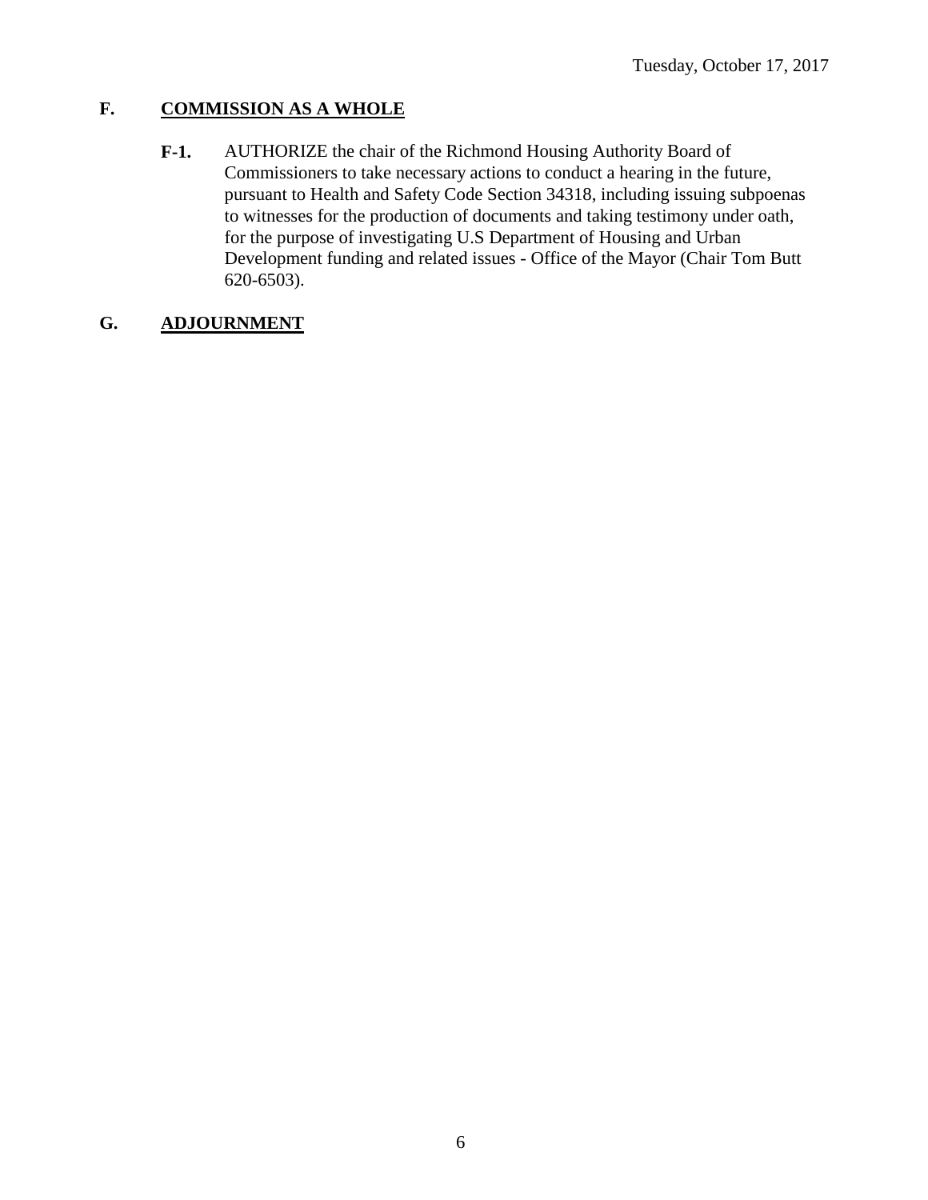Tuesday, October 17, 2017

## F. COMMISSION AS A WHOLE

**F-1.** AUTHORIZE the chair of the Richmond Housing Authority Board of Commissioners to take necessary actions to conduct a hearing in the future, pursuant to Health and Safety Code Section 34318, including issuing subpoenas to witnesses for the production of documents and taking testimony under oath, for the purpose of investigating U.S Department of Housing and Urban Development funding and related issues - Office of the Mayor (Chair Tom Butt 620-6503).

## G. ADJOURNMENT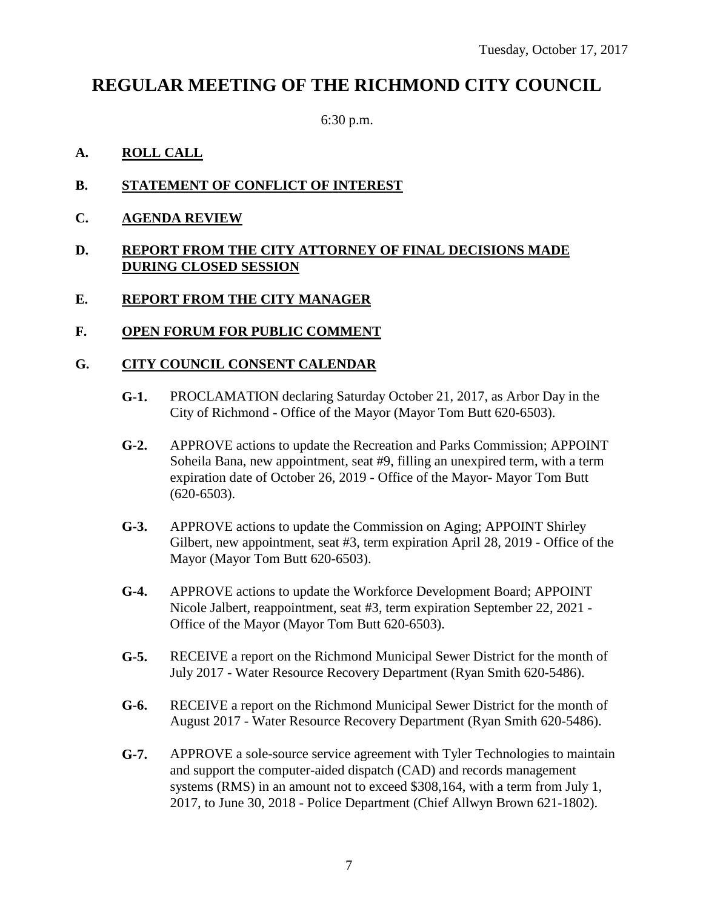Tuesday, October 17, 2017

# REGULAR MEETING OF THE RICHMOND CITY COUNCIL

6:30 p.m.

**A.** **ROLL CALL**

**B.** **STATEMENT OF CONFLICT OF INTEREST**

**C.** **AGENDA REVIEW**

**D.** **REPORT FROM THE CITY ATTORNEY OF FINAL DECISIONS MADE DURING CLOSED SESSION**

**E.** **REPORT FROM THE CITY MANAGER**

**F.** **OPEN FORUM FOR PUBLIC COMMENT**

**G.** **CITY COUNCIL CONSENT CALENDAR**

**G-1.** PROCLAMATION declaring Saturday October 21, 2017, as Arbor Day in the City of Richmond - Office of the Mayor (Mayor Tom Butt 620-6503).

**G-2.** APPROVE actions to update the Recreation and Parks Commission; APPOINT Soheila Bana, new appointment, seat #9, filling an unexpired term, with a term expiration date of October 26, 2019 - Office of the Mayor- Mayor Tom Butt (620-6503).

**G-3.** APPROVE actions to update the Commission on Aging; APPOINT Shirley Gilbert, new appointment, seat #3, term expiration April 28, 2019 - Office of the Mayor (Mayor Tom Butt 620-6503).

**G-4.** APPROVE actions to update the Workforce Development Board; APPOINT Nicole Jalbert, reappointment, seat #3, term expiration September 22, 2021 - Office of the Mayor (Mayor Tom Butt 620-6503).

**G-5.** RECEIVE a report on the Richmond Municipal Sewer District for the month of July 2017 - Water Resource Recovery Department (Ryan Smith 620-5486).

**G-6.** RECEIVE a report on the Richmond Municipal Sewer District for the month of August 2017 - Water Resource Recovery Department (Ryan Smith 620-5486).

**G-7.** APPROVE a sole-source service agreement with Tyler Technologies to maintain and support the computer-aided dispatch (CAD) and records management systems (RMS) in an amount not to exceed $308,164, with a term from July 1, 2017, to June 30, 2018 - Police Department (Chief Allwyn Brown 621-1802).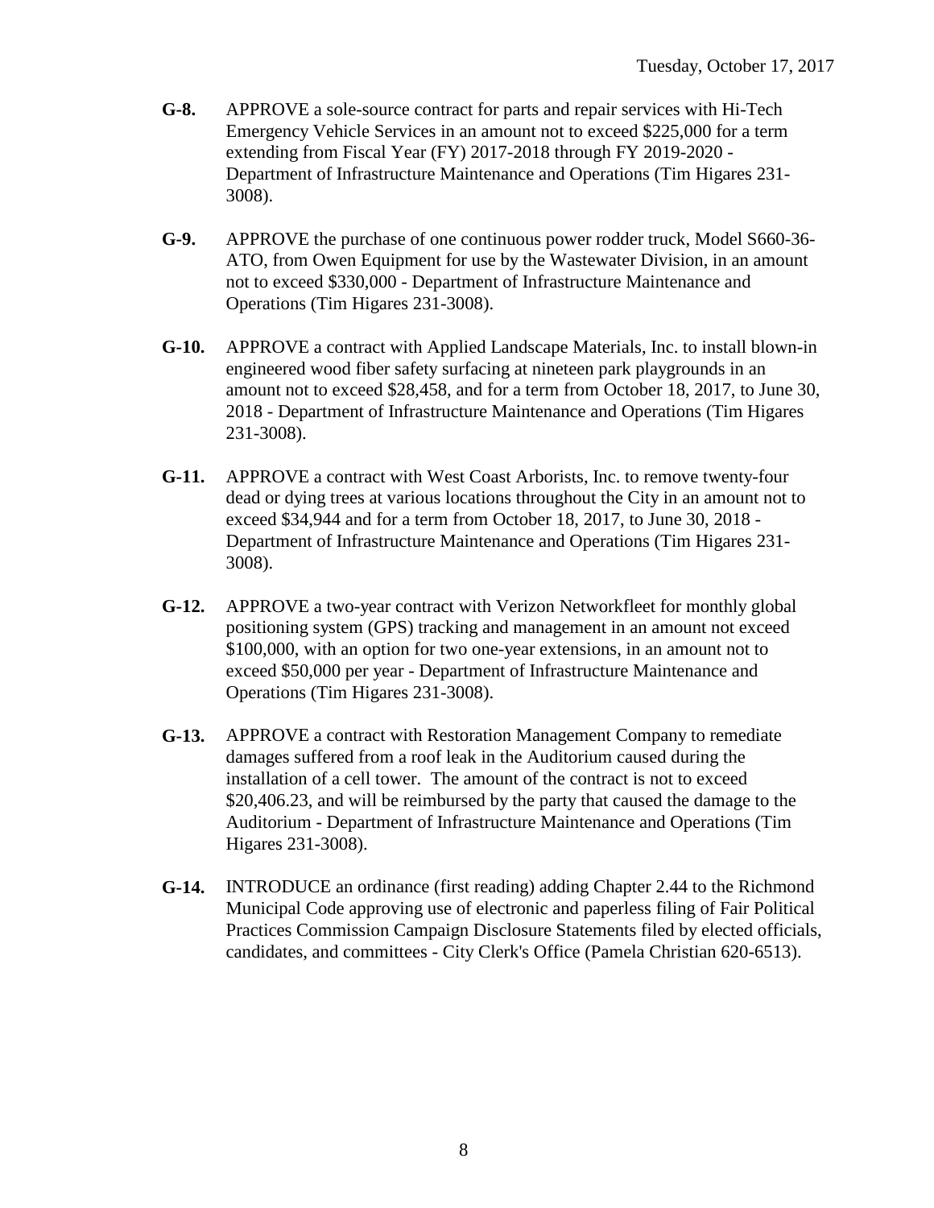**G-8.** APPROVE a sole-source contract for parts and repair services with Hi-Tech Emergency Vehicle Services in an amount not to exceed $225,000 for a term extending from Fiscal Year (FY) 2017-2018 through FY 2019-2020 - Department of Infrastructure Maintenance and Operations (Tim Higares 231-3008).

**G-9.** APPROVE the purchase of one continuous power rodder truck, Model S660-36-ATO, from Owen Equipment for use by the Wastewater Division, in an amount not to exceed $330,000 - Department of Infrastructure Maintenance and Operations (Tim Higares 231-3008).

**G-10.** APPROVE a contract with Applied Landscape Materials, Inc. to install blown-in engineered wood fiber safety surfacing at nineteen park playgrounds in an amount not to exceed $28,458, and for a term from October 18, 2017, to June 30, 2018 - Department of Infrastructure Maintenance and Operations (Tim Higares 231-3008).

**G-11.** APPROVE a contract with West Coast Arborists, Inc. to remove twenty-four dead or dying trees at various locations throughout the City in an amount not to exceed $34,944 and for a term from October 18, 2017, to June 30, 2018 - Department of Infrastructure Maintenance and Operations (Tim Higares 231-3008).

**G-12.** APPROVE a two-year contract with Verizon Networkfleet for monthly global positioning system (GPS) tracking and management in an amount not exceed $100,000, with an option for two one-year extensions, in an amount not to exceed $50,000 per year - Department of Infrastructure Maintenance and Operations (Tim Higares 231-3008).

**G-13.** APPROVE a contract with Restoration Management Company to remediate damages suffered from a roof leak in the Auditorium caused during the installation of a cell tower. The amount of the contract is not to exceed $20,406.23, and will be reimbursed by the party that caused the damage to the Auditorium - Department of Infrastructure Maintenance and Operations (Tim Higares 231-3008).

**G-14.** INTRODUCE an ordinance (first reading) adding Chapter 2.44 to the Richmond Municipal Code approving use of electronic and paperless filing of Fair Political Practices Commission Campaign Disclosure Statements filed by elected officials, candidates, and committees - City Clerk's Office (Pamela Christian 620-6513).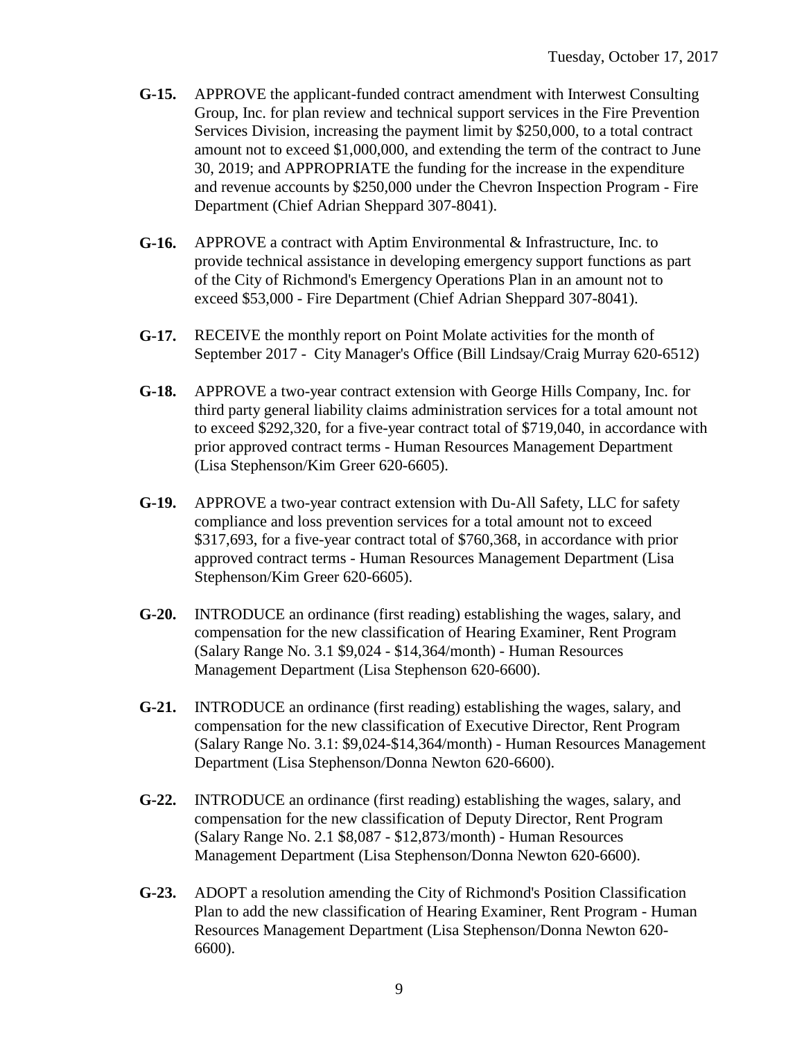**G-15.** APPROVE the applicant-funded contract amendment with Interwest Consulting Group, Inc. for plan review and technical support services in the Fire Prevention Services Division, increasing the payment limit by $250,000, to a total contract amount not to exceed $1,000,000, and extending the term of the contract to June 30, 2019; and APPROPRIATE the funding for the increase in the expenditure and revenue accounts by $250,000 under the Chevron Inspection Program - Fire Department (Chief Adrian Sheppard 307-8041).

**G-16.** APPROVE a contract with Aptim Environmental & Infrastructure, Inc. to provide technical assistance in developing emergency support functions as part of the City of Richmond's Emergency Operations Plan in an amount not to exceed $53,000 - Fire Department (Chief Adrian Sheppard 307-8041).

**G-17.** RECEIVE the monthly report on Point Molate activities for the month of September 2017 - City Manager's Office (Bill Lindsay/Craig Murray 620-6512)

**G-18.** APPROVE a two-year contract extension with George Hills Company, Inc. for third party general liability claims administration services for a total amount not to exceed $292,320, for a five-year contract total of $719,040, in accordance with prior approved contract terms - Human Resources Management Department (Lisa Stephenson/Kim Greer 620-6605).

**G-19.** APPROVE a two-year contract extension with Du-All Safety, LLC for safety compliance and loss prevention services for a total amount not to exceed $317,693, for a five-year contract total of $760,368, in accordance with prior approved contract terms - Human Resources Management Department (Lisa Stephenson/Kim Greer 620-6605).

**G-20.** INTRODUCE an ordinance (first reading) establishing the wages, salary, and compensation for the new classification of Hearing Examiner, Rent Program (Salary Range No. 3.1 $9,024 - $14,364/month) - Human Resources Management Department (Lisa Stephenson 620-6600).

**G-21.** INTRODUCE an ordinance (first reading) establishing the wages, salary, and compensation for the new classification of Executive Director, Rent Program (Salary Range No. 3.1: $9,024-$14,364/month) - Human Resources Management Department (Lisa Stephenson/Donna Newton 620-6600).

**G-22.** INTRODUCE an ordinance (first reading) establishing the wages, salary, and compensation for the new classification of Deputy Director, Rent Program (Salary Range No. 2.1 $8,087 - $12,873/month) - Human Resources Management Department (Lisa Stephenson/Donna Newton 620-6600).

**G-23.** ADOPT a resolution amending the City of Richmond's Position Classification Plan to add the new classification of Hearing Examiner, Rent Program - Human Resources Management Department (Lisa Stephenson/Donna Newton 620-6600).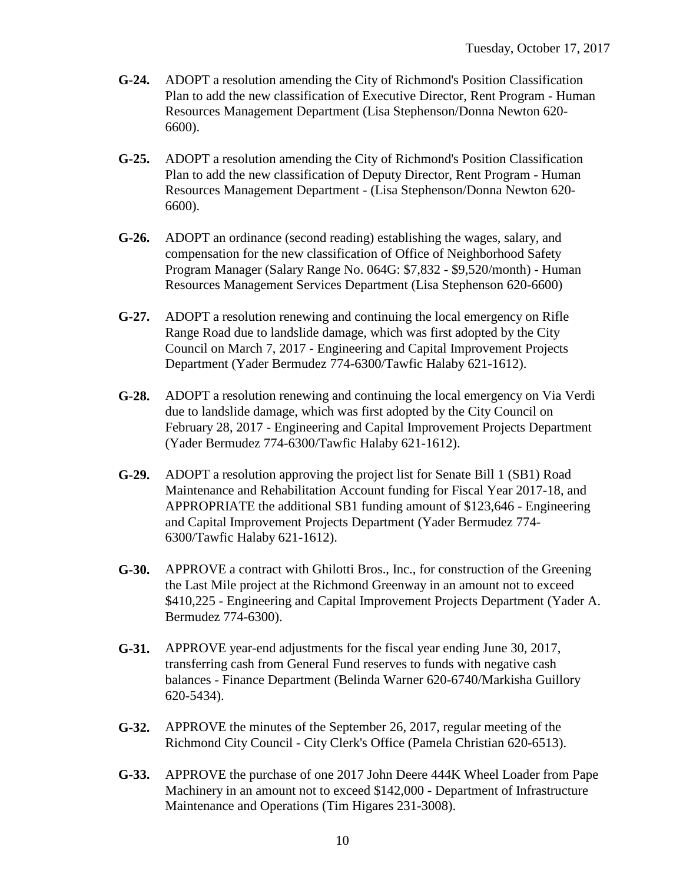**G-24.** ADOPT a resolution amending the City of Richmond's Position Classification Plan to add the new classification of Executive Director, Rent Program - Human Resources Management Department (Lisa Stephenson/Donna Newton 620-6600).

**G-25.** ADOPT a resolution amending the City of Richmond's Position Classification Plan to add the new classification of Deputy Director, Rent Program - Human Resources Management Department - (Lisa Stephenson/Donna Newton 620-6600).

**G-26.** ADOPT an ordinance (second reading) establishing the wages, salary, and compensation for the new classification of Office of Neighborhood Safety Program Manager (Salary Range No. 064G: $7,832 - $9,520/month) - Human Resources Management Services Department (Lisa Stephenson 620-6600)

**G-27.** ADOPT a resolution renewing and continuing the local emergency on Rifle Range Road due to landslide damage, which was first adopted by the City Council on March 7, 2017 - Engineering and Capital Improvement Projects Department (Yader Bermudez 774-6300/Tawfic Halaby 621-1612).

**G-28.** ADOPT a resolution renewing and continuing the local emergency on Via Verdi due to landslide damage, which was first adopted by the City Council on February 28, 2017 - Engineering and Capital Improvement Projects Department (Yader Bermudez 774-6300/Tawfic Halaby 621-1612).

**G-29.** ADOPT a resolution approving the project list for Senate Bill 1 (SB1) Road Maintenance and Rehabilitation Account funding for Fiscal Year 2017-18, and APPROPRIATE the additional SB1 funding amount of $123,646 - Engineering and Capital Improvement Projects Department (Yader Bermudez 774-6300/Tawfic Halaby 621-1612).

**G-30.** APPROVE a contract with Ghilotti Bros., Inc., for construction of the Greening the Last Mile project at the Richmond Greenway in an amount not to exceed $410,225 - Engineering and Capital Improvement Projects Department (Yader A. Bermudez 774-6300).

**G-31.** APPROVE year-end adjustments for the fiscal year ending June 30, 2017, transferring cash from General Fund reserves to funds with negative cash balances - Finance Department (Belinda Warner 620-6740/Markisha Guillory 620-5434).

**G-32.** APPROVE the minutes of the September 26, 2017, regular meeting of the Richmond City Council - City Clerk's Office (Pamela Christian 620-6513).

**G-33.** APPROVE the purchase of one 2017 John Deere 444K Wheel Loader from Pape Machinery in an amount not to exceed $142,000 - Department of Infrastructure Maintenance and Operations (Tim Higares 231-3008).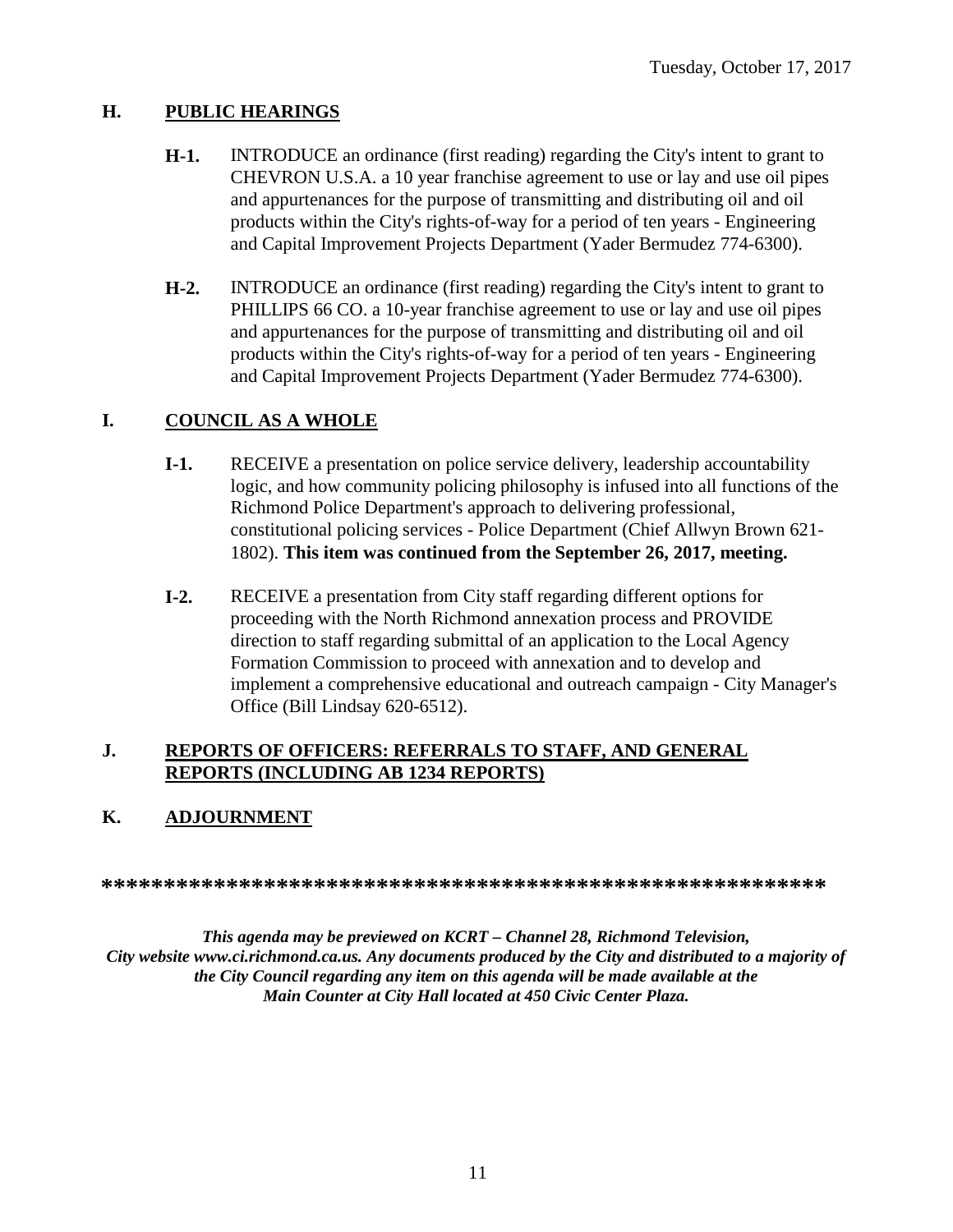## H. PUBLIC HEARINGS

**H-1.** INTRODUCE an ordinance (first reading) regarding the City's intent to grant to CHEVRON U.S.A. a 10 year franchise agreement to use or lay and use oil pipes and appurtenances for the purpose of transmitting and distributing oil and oil products within the City's rights-of-way for a period of ten years - Engineering and Capital Improvement Projects Department (Yader Bermudez 774-6300).

**H-2.** INTRODUCE an ordinance (first reading) regarding the City's intent to grant to PHILLIPS 66 CO. a 10-year franchise agreement to use or lay and use oil pipes and appurtenances for the purpose of transmitting and distributing oil and oil products within the City's rights-of-way for a period of ten years - Engineering and Capital Improvement Projects Department (Yader Bermudez 774-6300).

## I. COUNCIL AS A WHOLE

**I-1.** RECEIVE a presentation on police service delivery, leadership accountability logic, and how community policing philosophy is infused into all functions of the Richmond Police Department's approach to delivering professional, constitutional policing services - Police Department (Chief Allwyn Brown 621-1802). **This item was continued from the September 26, 2017, meeting.**

**I-2.** RECEIVE a presentation from City staff regarding different options for proceeding with the North Richmond annexation process and PROVIDE direction to staff regarding submittal of an application to the Local Agency Formation Commission to proceed with annexation and to develop and implement a comprehensive educational and outreach campaign - City Manager's Office (Bill Lindsay 620-6512).

## J. REPORTS OF OFFICERS: REFERRALS TO STAFF, AND GENERAL REPORTS (INCLUDING AB 1234 REPORTS)

## K. ADJOURNMENT

**********************************************************

***This agenda may be previewed on KCRT – Channel 28, Richmond Television, City website www.ci.richmond.ca.us. Any documents produced by the City and distributed to a majority of the City Council regarding any item on this agenda will be made available at the Main Counter at City Hall located at 450 Civic Center Plaza.***